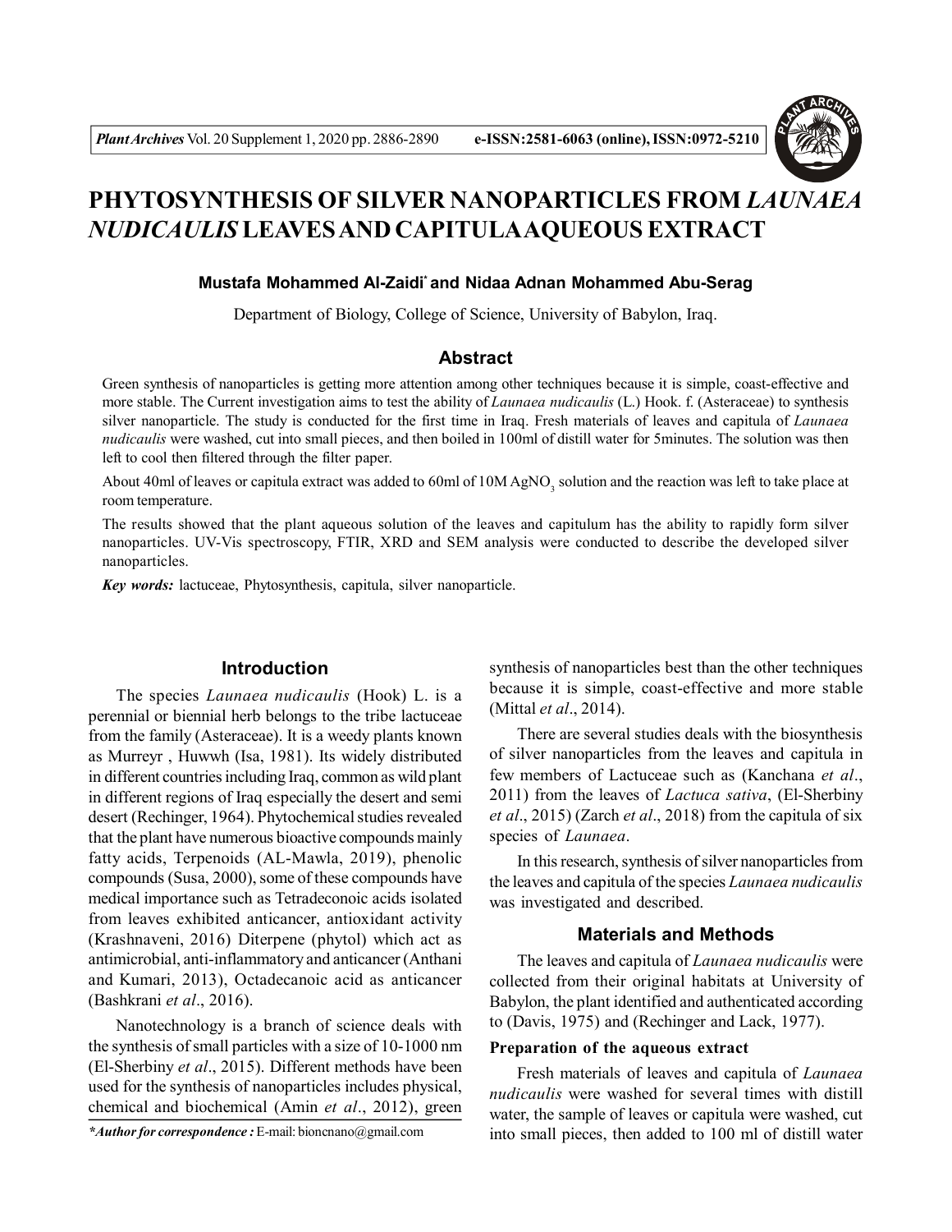# PHYTOSYNTHESIS OF SILVER NANOPARTICLES FROM *LAUNAEA NUDICAULIS* LEAVES AND CAPITULA AQUEOUS EXTRACT

**Mustafa Mohammed Al-Zaidi\* and Nidaa Adnan Mohammed Abu-Serag**

Department of Biology, College of Science, University of Babylon, Iraq.

## Abstract

Green synthesis of nanoparticles is getting more attention among other techniques because it is simple, coast-effective and more stable. The Current investigation aims to test the ability of *Launaea nudicaulis* (L.) Hook. f. (Asteraceae) to synthesis silver nanoparticle. The study is conducted for the first time in Iraq. Fresh materials of leaves and capitula of *Launaea nudicaulis* were washed, cut into small pieces, and then boiled in 100ml of distill water for 5minutes. The solution was then left to cool then filtered through the filter paper.

About 40ml of leaves or capitula extract was added to 60ml of 10M $AgNO_3$ solution and the reaction was left to take place at room temperature.

The results showed that the plant aqueous solution of the leaves and capitulum has the ability to rapidly form silver nanoparticles. UV-Vis spectroscopy, FTIR, XRD and SEM analysis were conducted to describe the developed silver nanoparticles.

***Key words:*** lactuceae, Phytosynthesis, capitula, silver nanoparticle.

## Introduction

The species *Launaea nudicaulis* (Hook) L. is a perennial or biennial herb belongs to the tribe lactuceae from the family (Asteraceae). It is a weedy plants known as Murreyr , Huwwh (Isa, 1981). Its widely distributed in different countries including Iraq, common as wild plant in different regions of Iraq especially the desert and semi desert (Rechinger, 1964). Phytochemical studies revealed that the plant have numerous bioactive compounds mainly fatty acids, Terpenoids (AL-Mawla, 2019), phenolic compounds (Susa, 2000), some of these compounds have medical importance such as Tetradeconoic acids isolated from leaves exhibited anticancer, antioxidant activity (Krashnaveni, 2016) Diterpene (phytol) which act as antimicrobial, anti-inflammatory and anticancer (Anthani and Kumari, 2013), Octadecanoic acid as anticancer (Bashkrani *et al*., 2016).

Nanotechnology is a branch of science deals with the synthesis of small particles with a size of 10-1000 nm (El-Sherbiny *et al*., 2015). Different methods have been used for the synthesis of nanoparticles includes physical, chemical and biochemical (Amin *et al*., 2012), green synthesis of nanoparticles best than the other techniques because it is simple, coast-effective and more stable (Mittal *et al*., 2014).

There are several studies deals with the biosynthesis of silver nanoparticles from the leaves and capitula in few members of Lactuceae such as (Kanchana *et al*., 2011) from the leaves of *Lactuca sativa*, (El-Sherbiny *et al*., 2015) (Zarch *et al*., 2018) from the capitula of six species of *Launaea*.

In this research, synthesis of silver nanoparticles from the leaves and capitula of the species *Launaea nudicaulis* was investigated and described.

## Materials and Methods

The leaves and capitula of *Launaea nudicaulis* were collected from their original habitats at University of Babylon, the plant identified and authenticated according to (Davis, 1975) and (Rechinger and Lack, 1977).

### Preparation of the aqueous extract

Fresh materials of leaves and capitula of *Launaea nudicaulis* were washed for several times with distill water, the sample of leaves or capitula were washed, cut into small pieces, then added to 100 ml of distill water

***\*Author for correspondence :*** E-mail: bioncnano@gmail.com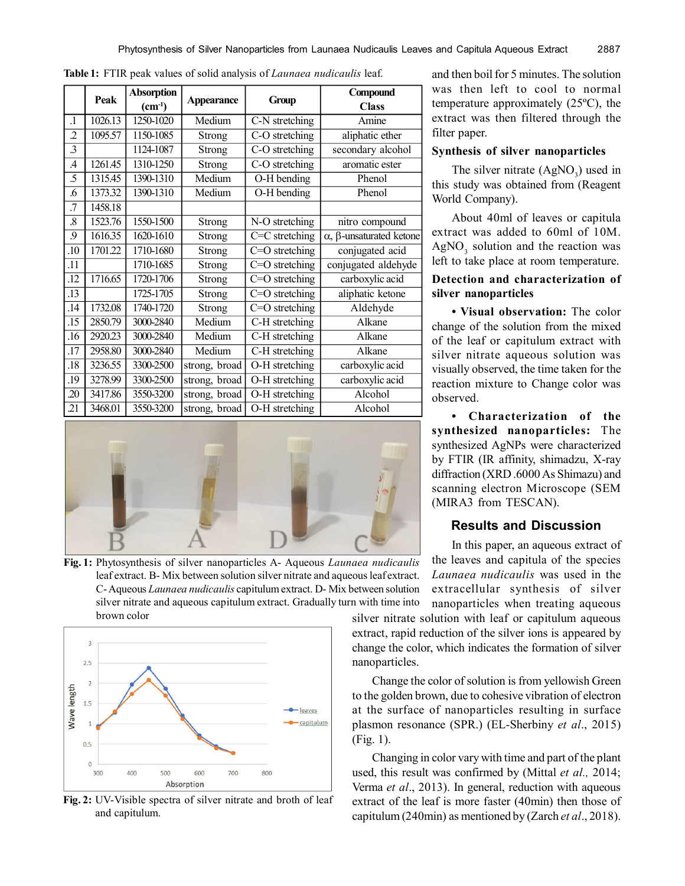**Table 1:** FTIR peak values of solid analysis of *Launaea nudicaulis* leaf.

| | Peak | Absorption ($cm^{-1}$) | Appearance | Group | Compound Class |
|---|---|---|---|---|---|
| .1 | 1026.13 | 1250-1020 | Medium | C-N stretching | Amine |
| .2 | 1095.57 | 1150-1085 | Strong | C-O stretching | aliphatic ether |
| .3 | | 1124-1087 | Strong | C-O stretching | secondary alcohol |
| .4 | 1261.45 | 1310-1250 | Strong | C-O stretching | aromatic ester |
| .5 | 1315.45 | 1390-1310 | Medium | O-H bending | Phenol |
| .6 | 1373.32 | 1390-1310 | Medium | O-H bending | Phenol |
| .7 | 1458.18 | | | | |
| .8 | 1523.76 | 1550-1500 | Strong | N-O stretching | nitro compound |
| .9 | 1616.35 | 1620-1610 | Strong | C=C stretching | α, β-unsaturated ketone |
| .10 | 1701.22 | 1710-1680 | Strong | C=O stretching | conjugated acid |
| .11 | | 1710-1685 | Strong | C=O stretching | conjugated aldehyde |
| .12 | 1716.65 | 1720-1706 | Strong | C=O stretching | carboxylic acid |
| .13 | | 1725-1705 | Strong | C=O stretching | aliphatic ketone |
| .14 | 1732.08 | 1740-1720 | Strong | C=O stretching | Aldehyde |
| .15 | 2850.79 | 3000-2840 | Medium | C-H stretching | Alkane |
| .16 | 2920.23 | 3000-2840 | Medium | C-H stretching | Alkane |
| .17 | 2958.80 | 3000-2840 | Medium | C-H stretching | Alkane |
| .18 | 3236.55 | 3300-2500 | strong, broad | O-H stretching | carboxylic acid |
| .19 | 3278.99 | 3300-2500 | strong, broad | O-H stretching | carboxylic acid |
| .20 | 3417.86 | 3550-3200 | strong, broad | O-H stretching | Alcohol |
| .21 | 3468.01 | 3550-3200 | strong, broad | O-H stretching | Alcohol |

**Fig. 1:** Phytosynthesis of silver nanoparticles A- Aqueous *Launaea nudicaulis* leaf extract. B- Mix between solution silver nitrate and aqueous leaf extract. C- Aqueous *Launaea nudicaulis* capitulum extract. D- Mix between solution silver nitrate and aqueous capitulum extract. Gradually turn with time into brown color

**Fig. 2:** UV-Visible spectra of silver nitrate and broth of leaf and capitulum.

and then boil for 5 minutes. The solution was then left to cool to normal temperature approximately (25ºC), the extract was then filtered through the filter paper.

### Synthesis of silver nanoparticles

The silver nitrate ($AgNO_3$) used in this study was obtained from (Reagent World Company).

About 40ml of leaves or capitula extract was added to 60ml of 10M. $AgNO_3$ solution and the reaction was left to take place at room temperature.

### Detection and characterization of silver nanoparticles

- **Visual observation:** The color change of the solution from the mixed of the leaf or capitulum extract with silver nitrate aqueous solution was visually observed, the time taken for the reaction mixture to Change color was observed.

- **Characterization of the synthesized nanoparticles:** The synthesized AgNPs were characterized by FTIR (IR affinity, shimadzu, X-ray diffraction (XRD .6000 As Shimazu) and scanning electron Microscope (SEM (MIRA3 from TESCAN).

## Results and Discussion

In this paper, an aqueous extract of the leaves and capitula of the species *Launaea nudicaulis* was used in the extracellular synthesis of silver nanoparticles when treating aqueous silver nitrate solution with leaf or capitulum aqueous extract, rapid reduction of the silver ions is appeared by change the color, which indicates the formation of silver nanoparticles.

Change the color of solution is from yellowish Green to the golden brown, due to cohesive vibration of electron at the surface of nanoparticles resulting in surface plasmon resonance (SPR.) (EL-Sherbiny *et al*., 2015) (Fig. 1).

Changing in color vary with time and part of the plant used, this result was confirmed by (Mittal *et al.,* 2014; Verma *et al*., 2013). In general, reduction with aqueous extract of the leaf is more faster (40min) then those of capitulum (240min) as mentioned by (Zarch *et al*., 2018).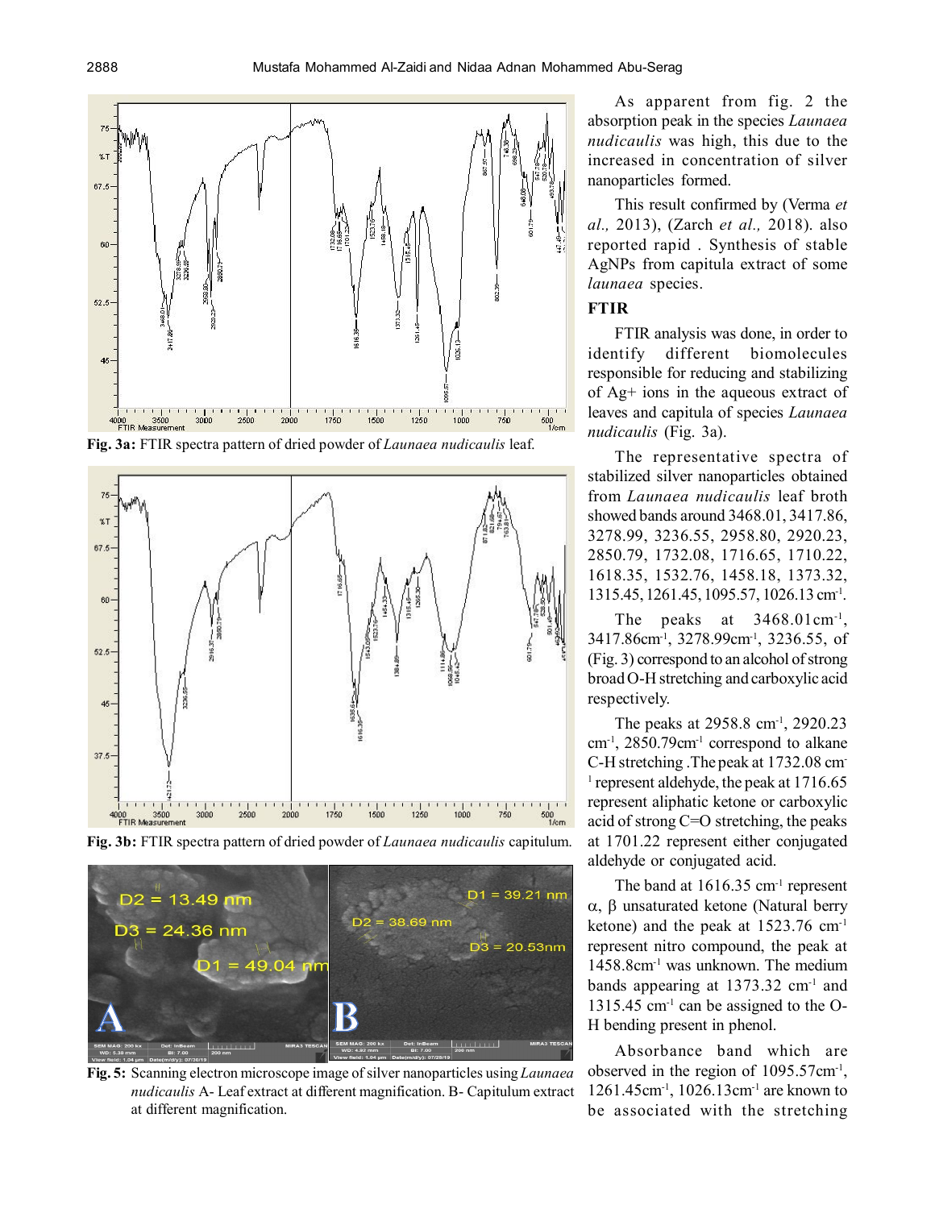Fig. 3a: FTIR spectra pattern of dried powder of *Launaea nudicaulis* leaf.

Fig. 3b: FTIR spectra pattern of dried powder of *Launaea nudicaulis* capitulum.

Fig. 5: Scanning electron microscope image of silver nanoparticles using *Launaea nudicaulis* A- Leaf extract at different magnification. B- Capitulum extract at different magnification.

As apparent from fig. 2 the absorption peak in the species *Launaea nudicaulis* was high, this due to the increased in concentration of silver nanoparticles formed.

This result confirmed by (Verma *et al.,* 2013), (Zarch *et al.,* 2018). also reported rapid . Synthesis of stable AgNPs from capitula extract of some *launaea* species.

## FTIR

FTIR analysis was done, in order to identify different biomolecules responsible for reducing and stabilizing of Ag+ ions in the aqueous extract of leaves and capitula of species *Launaea nudicaulis* (Fig. 3a).

The representative spectra of stabilized silver nanoparticles obtained from *Launaea nudicaulis* leaf broth showed bands around 3468.01, 3417.86, 3278.99, 3236.55, 2958.80, 2920.23, 2850.79, 1732.08, 1716.65, 1710.22, 1618.35, 1532.76, 1458.18, 1373.32, 1315.45, 1261.45, 1095.57, 1026.13 $cm^{-1}$.

The peaks at 3468.01$cm^{-1}$, 3417.86$cm^{-1}$, 3278.99$cm^{-1}$, 3236.55, of (Fig. 3) correspond to an alcohol of strong broad O-H stretching and carboxylic acid respectively.

The peaks at 2958.8 $cm^{-1}$, 2920.23 $cm^{-1}$, 2850.79$cm^{-1}$ correspond to alkane C-H stretching .The peak at 1732.08 $cm^{-1}$ represent aldehyde, the peak at 1716.65 represent aliphatic ketone or carboxylic acid of strong C=O stretching, the peaks at 1701.22 represent either conjugated aldehyde or conjugated acid.

The band at 1616.35 $cm^{-1}$ represent $\alpha$, $\beta$ unsaturated ketone (Natural berry ketone) and the peak at 1523.76 $cm^{-1}$ represent nitro compound, the peak at 1458.8$cm^{-1}$ was unknown. The medium bands appearing at 1373.32 $cm^{-1}$ and 1315.45 $cm^{-1}$ can be assigned to the O-H bending present in phenol.

Absorbance band which are observed in the region of 1095.57$cm^{-1}$, 1261.45$cm^{-1}$, 1026.13$cm^{-1}$ are known to be associated with the stretching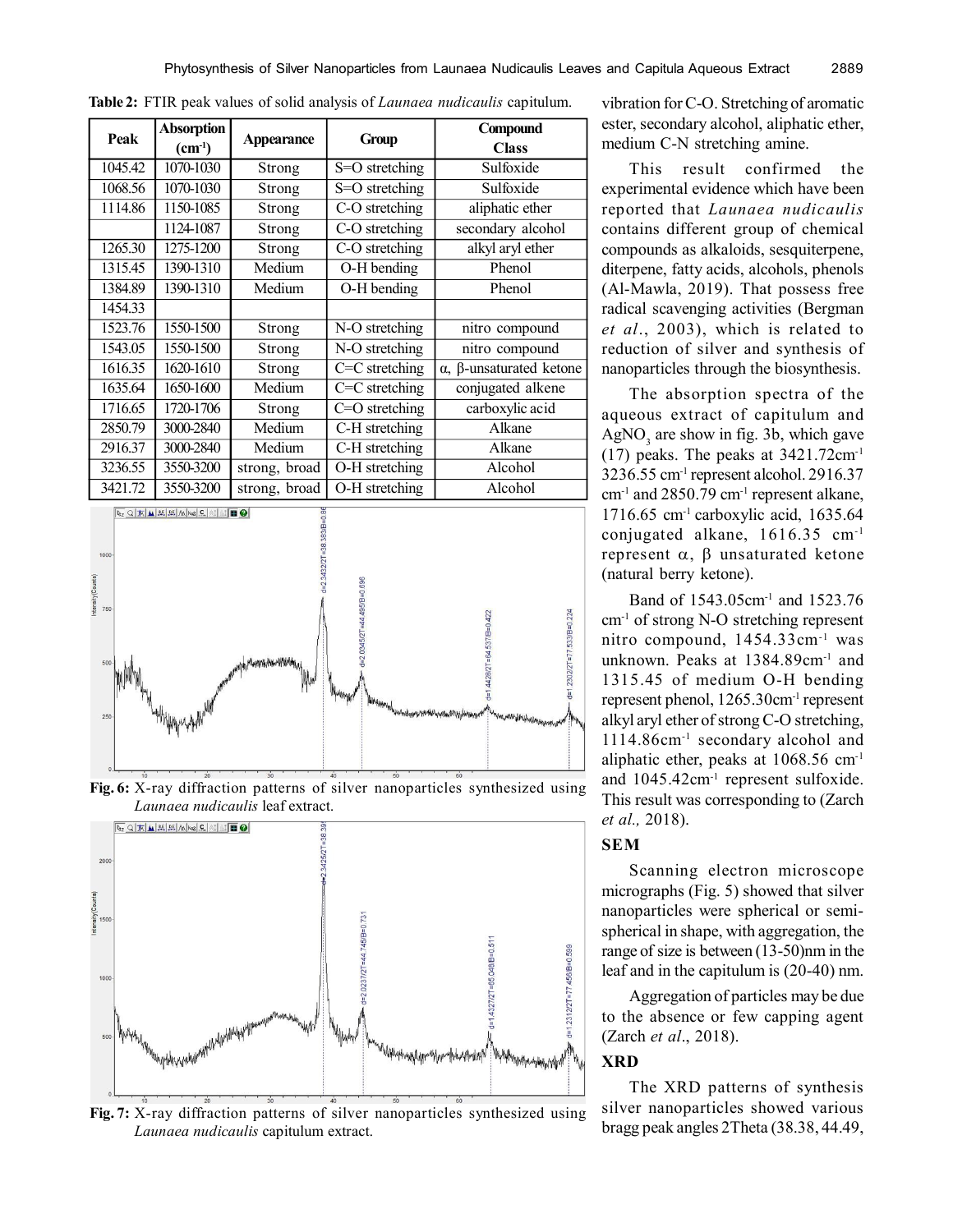**Table 2:** FTIR peak values of solid analysis of *Launaea nudicaulis* capitulum.

| Peak | Absorption ($cm^{-1}$) | Appearance | Group | Compound Class |
|---|---|---|---|---|
| 1045.42 | 1070-1030 | Strong | S=O stretching | Sulfoxide |
| 1068.56 | 1070-1030 | Strong | S=O stretching | Sulfoxide |
| 1114.86 | 1150-1085 | Strong | C-O stretching | aliphatic ether |
| | 1124-1087 | Strong | C-O stretching | secondary alcohol |
| 1265.30 | 1275-1200 | Strong | C-O stretching | alkyl aryl ether |
| 1315.45 | 1390-1310 | Medium | O-H bending | Phenol |
| 1384.89 | 1390-1310 | Medium | O-H bending | Phenol |
| 1454.33 | | | | |
| 1523.76 | 1550-1500 | Strong | N-O stretching | nitro compound |
| 1543.05 | 1550-1500 | Strong | N-O stretching | nitro compound |
| 1616.35 | 1620-1610 | Strong | C=C stretching | α, β-unsaturated ketone |
| 1635.64 | 1650-1600 | Medium | C=C stretching | conjugated alkene |
| 1716.65 | 1720-1706 | Strong | C=O stretching | carboxylic acid |
| 2850.79 | 3000-2840 | Medium | C-H stretching | Alkane |
| 2916.37 | 3000-2840 | Medium | C-H stretching | Alkane |
| 3236.55 | 3550-3200 | strong, broad | O-H stretching | Alcohol |
| 3421.72 | 3550-3200 | strong, broad | O-H stretching | Alcohol |

**Fig. 6:** X-ray diffraction patterns of silver nanoparticles synthesized using *Launaea nudicaulis* leaf extract.

**Fig. 7:** X-ray diffraction patterns of silver nanoparticles synthesized using *Launaea nudicaulis* capitulum extract.

vibration for C-O. Stretching of aromatic ester, secondary alcohol, aliphatic ether, medium C-N stretching amine.

This result confirmed the experimental evidence which have been reported that *Launaea nudicaulis* contains different group of chemical compounds as alkaloids, sesquiterpene, diterpene, fatty acids, alcohols, phenols (Al-Mawla, 2019). That possess free radical scavenging activities (Bergman *et al*., 2003), which is related to reduction of silver and synthesis of nanoparticles through the biosynthesis.

The absorption spectra of the aqueous extract of capitulum and $AgNO_3$ are show in fig. 3b, which gave (17) peaks. The peaks at 3421.72$cm^{-1}$ 3236.55 $cm^{-1}$ represent alcohol. 2916.37 $cm^{-1}$ and 2850.79 $cm^{-1}$ represent alkane, 1716.65 $cm^{-1}$ carboxylic acid, 1635.64 conjugated alkane, 1616.35 $cm^{-1}$ represent α, β unsaturated ketone (natural berry ketone).

Band of 1543.05$cm^{-1}$ and 1523.76 $cm^{-1}$ of strong N-O stretching represent nitro compound, 1454.33$cm^{-1}$ was unknown. Peaks at 1384.89$cm^{-1}$ and 1315.45 of medium O-H bending represent phenol, 1265.30$cm^{-1}$ represent alkyl aryl ether of strong C-O stretching, 1114.86$cm^{-1}$ secondary alcohol and aliphatic ether, peaks at 1068.56 $cm^{-1}$ and 1045.42$cm^{-1}$ represent sulfoxide. This result was corresponding to (Zarch *et al.,* 2018).

## SEM

Scanning electron microscope micrographs (Fig. 5) showed that silver nanoparticles were spherical or semi-spherical in shape, with aggregation, the range of size is between (13-50)nm in the leaf and in the capitulum is (20-40) nm.

Aggregation of particles may be due to the absence or few capping agent (Zarch *et al*., 2018).

## XRD

The XRD patterns of synthesis silver nanoparticles showed various bragg peak angles 2Theta (38.38, 44.49,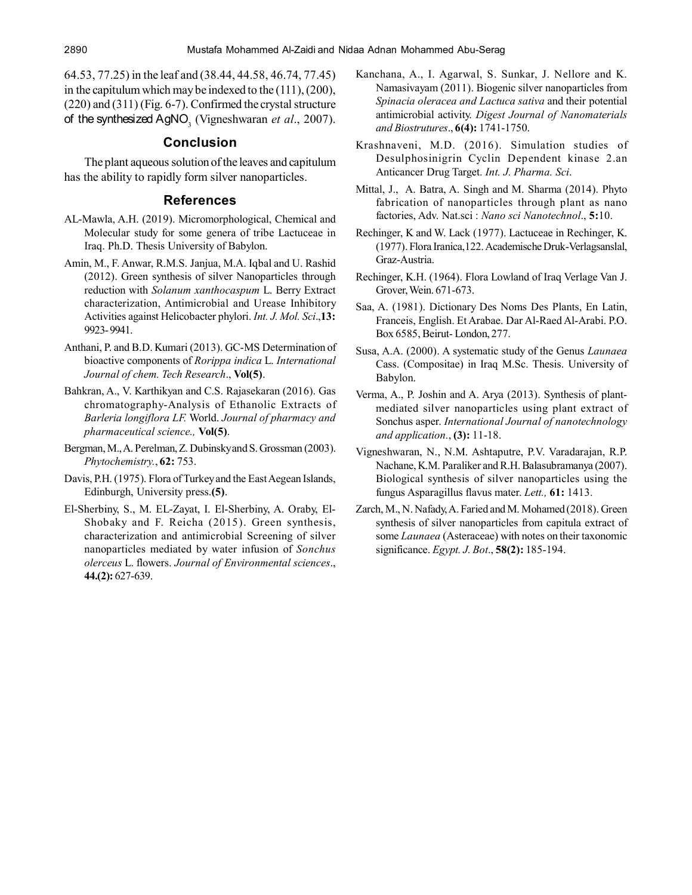64.53, 77.25) in the leaf and (38.44, 44.58, 46.74, 77.45) in the capitulum which may be indexed to the (111), (200), (220) and (311) (Fig. 6-7). Confirmed the crystal structure of the synthesized $AgNO_3$ (Vigneshwaran *et al*., 2007).

## Conclusion

The plant aqueous solution of the leaves and capitulum has the ability to rapidly form silver nanoparticles.

## References

AL-Mawla, A.H. (2019). Micromorphological, Chemical and Molecular study for some genera of tribe Lactuceae in Iraq. Ph.D. Thesis University of Babylon.

Amin, M., F. Anwar, R.M.S. Janjua, M.A. Iqbal and U. Rashid (2012). Green synthesis of silver Nanoparticles through reduction with *Solanum xanthocaspum* L. Berry Extract characterization, Antimicrobial and Urease Inhibitory Activities against Helicobacter phylori. *Int. J. Mol. Sci*.,**13:** 9923- 9941.

Anthani, P. and B.D. Kumari (2013). GC-MS Determination of bioactive components of *Rorippa indica* L. *International Journal of chem. Tech Research*., **Vol(5)**.

Bahkran, A., V. Karthikyan and C.S. Rajasekaran (2016). Gas chromatography-Analysis of Ethanolic Extracts of *Barleria longiflora LF.* World. *Journal of pharmacy and pharmaceutical science.,* **Vol(5)**.

Bergman, M., A. Perelman, Z. Dubinsky and S. Grossman (2003). *Phytochemistry.*, **62:** 753.

Davis, P.H. (1975). Flora of Turkey and the East Aegean Islands, Edinburgh, University press.**(5)**.

El-Sherbiny, S., M. EL-Zayat, I. El-Sherbiny, A. Oraby, El-Shobaky and F. Reicha (2015). Green synthesis, characterization and antimicrobial Screening of silver nanoparticles mediated by water infusion of *Sonchus olerceus* L. flowers. *Journal of Environmental sciences*., **44.(2):** 627-639.

Kanchana, A., I. Agarwal, S. Sunkar, J. Nellore and K. Namasivayam (2011). Biogenic silver nanoparticles from *Spinacia oleracea and Lactuca sativa* and their potential antimicrobial activity. *Digest Journal of Nanomaterials and Biostrutures*., **6(4):** 1741-1750.

Krashnaveni, M.D. (2016). Simulation studies of Desulphosinigrin Cyclin Dependent kinase 2.an Anticancer Drug Target. *Int. J. Pharma. Sci*.

Mittal, J., A. Batra, A. Singh and M. Sharma (2014). Phyto fabrication of nanoparticles through plant as nano factories, Adv. Nat.sci : *Nano sci Nanotechnol*., **5:**10.

Rechinger, K and W. Lack (1977). Lactuceae in Rechinger, K. (1977). Flora Iranica,122. Academische Druk-Verlagsanslal, Graz-Austria.

Rechinger, K.H. (1964). Flora Lowland of Iraq Verlage Van J. Grover, Wein. 671-673.

Saa, A. (1981). Dictionary Des Noms Des Plants, En Latin, Franceis, English. Et Arabae. Dar Al-Raed Al-Arabi. P.O. Box 6585, Beirut- London, 277.

Susa, A.A. (2000). A systematic study of the Genus *Launaea* Cass. (Compositae) in Iraq M.Sc. Thesis. University of Babylon.

Verma, A., P. Joshin and A. Arya (2013). Synthesis of plant-mediated silver nanoparticles using plant extract of Sonchus asper. *International Journal of nanotechnology and application.*, **(3):** 11-18.

Vigneshwaran, N., N.M. Ashtaputre, P.V. Varadarajan, R.P. Nachane, K.M. Paraliker and R.H. Balasubramanya (2007). Biological synthesis of silver nanoparticles using the fungus Asparagillus flavus mater. *Lett.,* **61:** 1413.

Zarch, M., N. Nafady, A. Faried and M. Mohamed (2018). Green synthesis of silver nanoparticles from capitula extract of some *Launaea* (Asteraceae) with notes on their taxonomic significance. *Egypt. J. Bot*., **58(2):** 185-194.